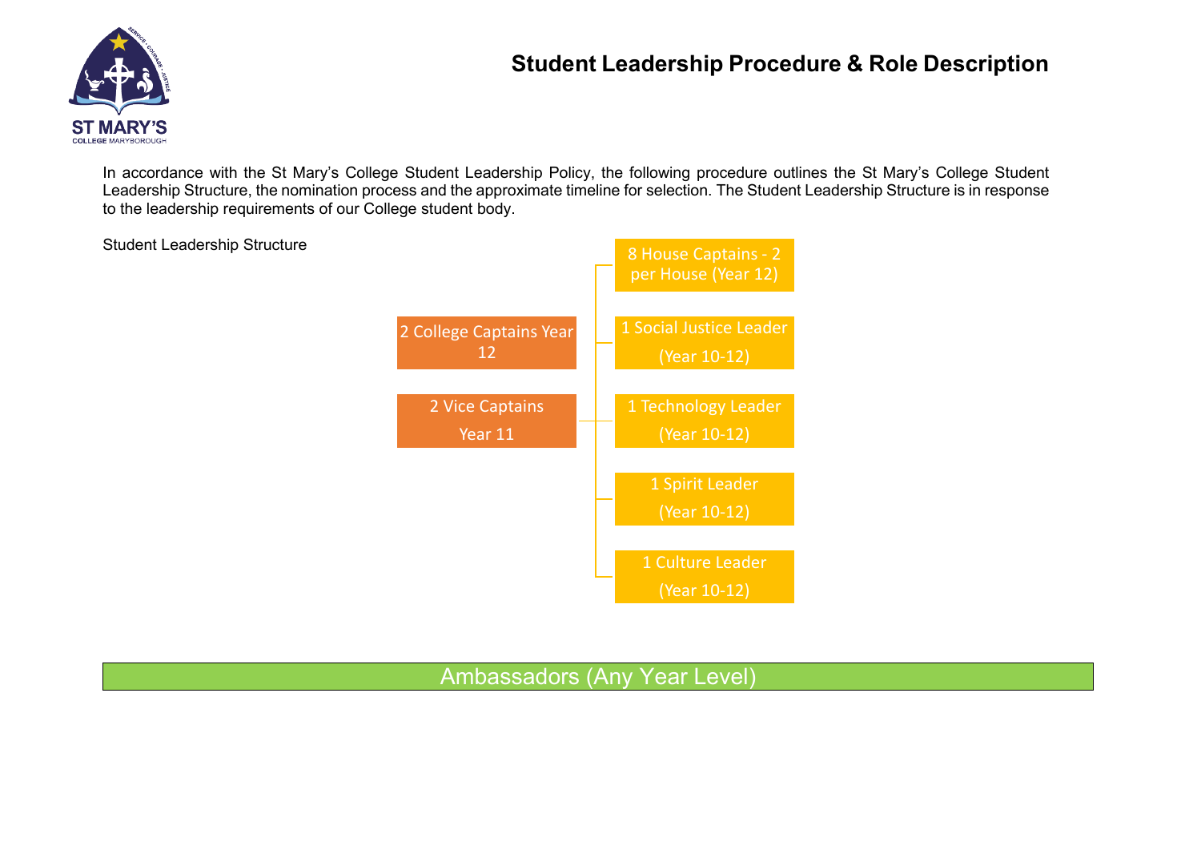# Student Leadership Procedure & Role Description

In accordance with the St Mary's College Student Leadership Policy, the following procedure outlines the St Mary's College Student Leadership Structure, the nomination process and the approximate timeline for selection. The Student Leadership Structure is in response to the leadership requirements of our College student body.

Student Leadership Structure

- 2 College Captains Year 12
- 2 Vice Captains Year 11
  - 8 House Captains - 2 per House (Year 12)
  - 1 Social Justice Leader (Year 10-12)
  - 1 Technology Leader (Year 10-12)
  - 1 Spirit Leader (Year 10-12)
  - 1 Culture Leader (Year 10-12)

Ambassadors (Any Year Level)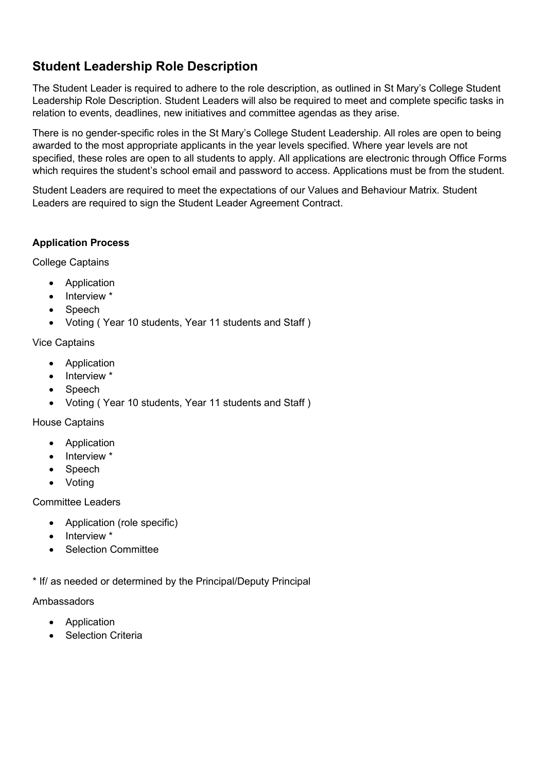## Student Leadership Role Description

The Student Leader is required to adhere to the role description, as outlined in St Mary's College Student Leadership Role Description. Student Leaders will also be required to meet and complete specific tasks in relation to events, deadlines, new initiatives and committee agendas as they arise.

There is no gender-specific roles in the St Mary's College Student Leadership. All roles are open to being awarded to the most appropriate applicants in the year levels specified. Where year levels are not specified, these roles are open to all students to apply. All applications are electronic through Office Forms which requires the student's school email and password to access. Applications must be from the student.

Student Leaders are required to meet the expectations of our Values and Behaviour Matrix. Student Leaders are required to sign the Student Leader Agreement Contract.

**Application Process**

College Captains

- Application
- Interview *
- Speech
- Voting ( Year 10 students, Year 11 students and Staff )

Vice Captains

- Application
- Interview *
- Speech
- Voting ( Year 10 students, Year 11 students and Staff )

House Captains

- Application
- Interview *
- Speech
- Voting

Committee Leaders

- Application (role specific)
- Interview *
- Selection Committee

* If/ as needed or determined by the Principal/Deputy Principal

Ambassadors

- Application
- Selection Criteria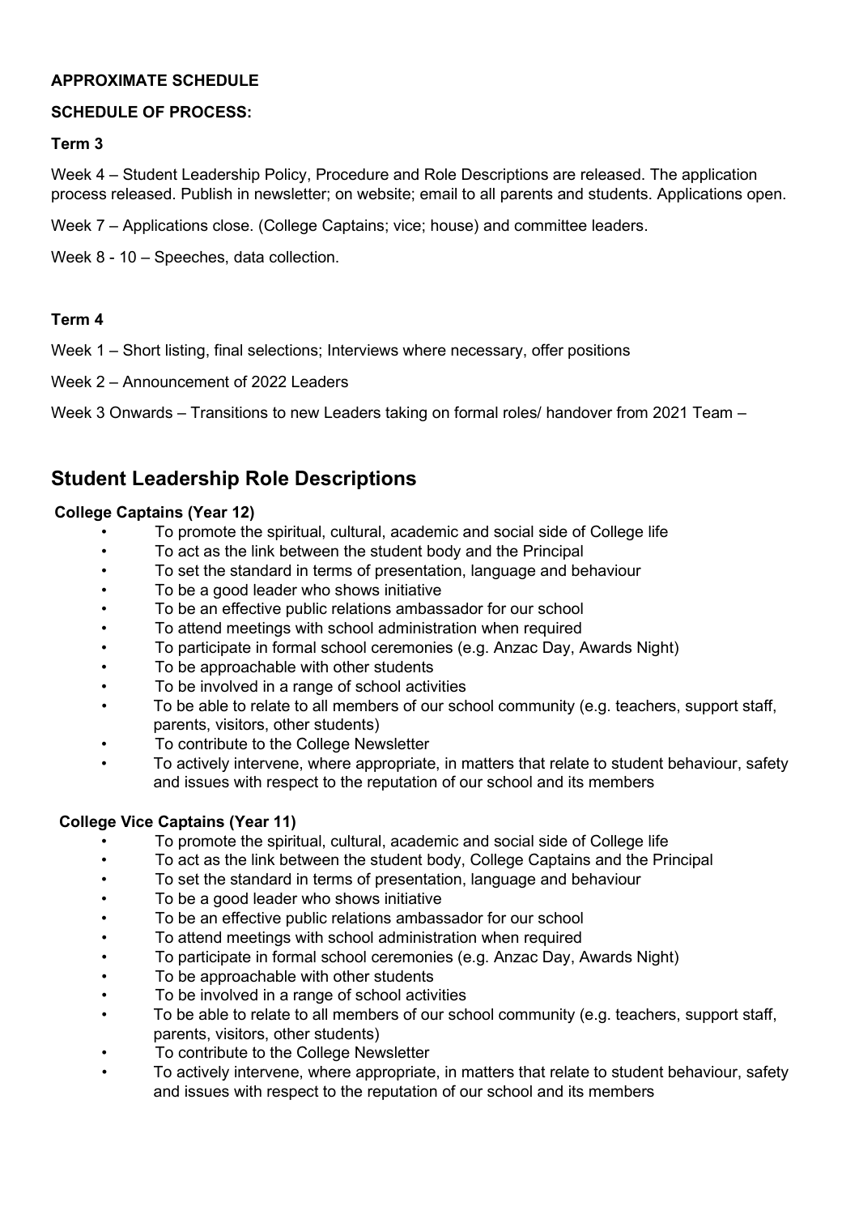**APPROXIMATE SCHEDULE**

**SCHEDULE OF PROCESS:**

**Term 3**

Week 4 – Student Leadership Policy, Procedure and Role Descriptions are released. The application process released. Publish in newsletter; on website; email to all parents and students. Applications open.

Week 7 – Applications close. (College Captains; vice; house) and committee leaders.

Week 8 - 10 – Speeches, data collection.

**Term 4**

Week 1 – Short listing, final selections; Interviews where necessary, offer positions

Week 2 – Announcement of 2022 Leaders

Week 3 Onwards – Transitions to new Leaders taking on formal roles/ handover from 2021 Team –

## Student Leadership Role Descriptions

**College Captains (Year 12)**

- To promote the spiritual, cultural, academic and social side of College life
- To act as the link between the student body and the Principal
- To set the standard in terms of presentation, language and behaviour
- To be a good leader who shows initiative
- To be an effective public relations ambassador for our school
- To attend meetings with school administration when required
- To participate in formal school ceremonies (e.g. Anzac Day, Awards Night)
- To be approachable with other students
- To be involved in a range of school activities
- To be able to relate to all members of our school community (e.g. teachers, support staff, parents, visitors, other students)
- To contribute to the College Newsletter
- To actively intervene, where appropriate, in matters that relate to student behaviour, safety and issues with respect to the reputation of our school and its members

**College Vice Captains (Year 11)**

- To promote the spiritual, cultural, academic and social side of College life
- To act as the link between the student body, College Captains and the Principal
- To set the standard in terms of presentation, language and behaviour
- To be a good leader who shows initiative
- To be an effective public relations ambassador for our school
- To attend meetings with school administration when required
- To participate in formal school ceremonies (e.g. Anzac Day, Awards Night)
- To be approachable with other students
- To be involved in a range of school activities
- To be able to relate to all members of our school community (e.g. teachers, support staff, parents, visitors, other students)
- To contribute to the College Newsletter
- To actively intervene, where appropriate, in matters that relate to student behaviour, safety and issues with respect to the reputation of our school and its members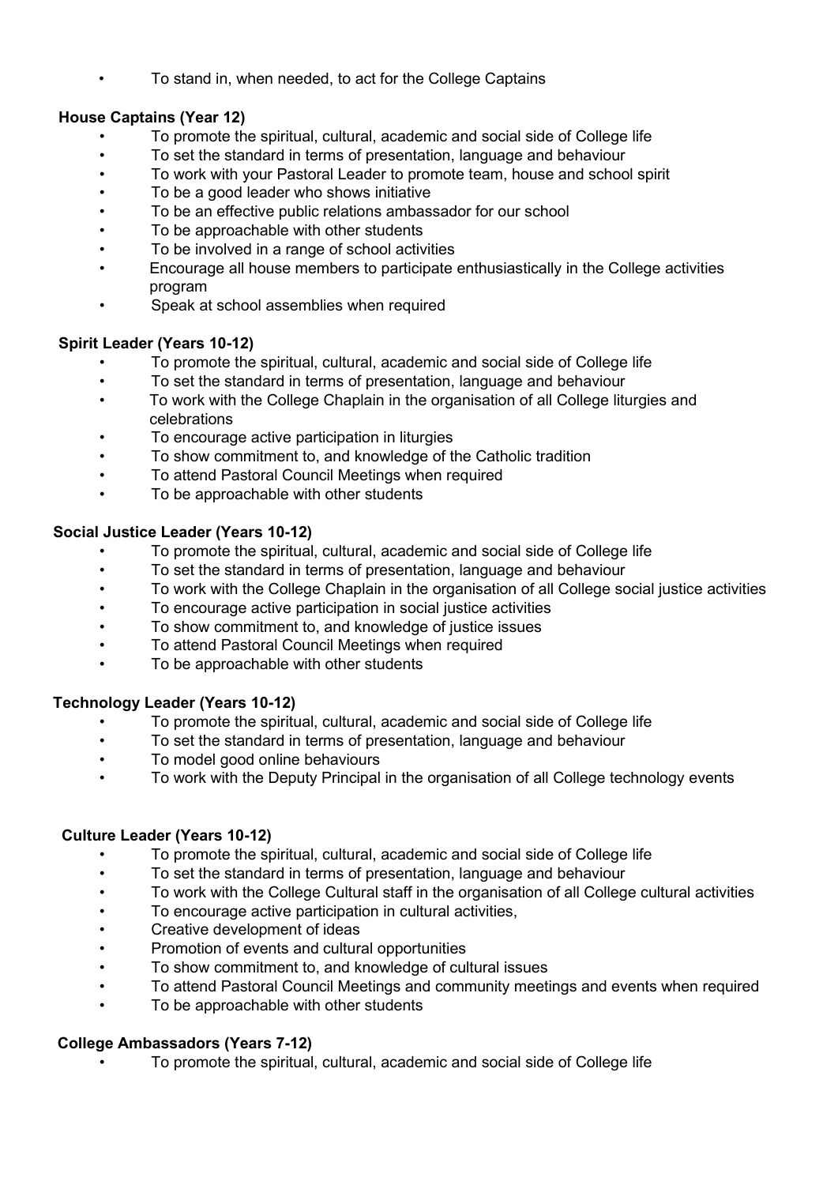- To stand in, when needed, to act for the College Captains

**House Captains (Year 12)**

- To promote the spiritual, cultural, academic and social side of College life
- To set the standard in terms of presentation, language and behaviour
- To work with your Pastoral Leader to promote team, house and school spirit
- To be a good leader who shows initiative
- To be an effective public relations ambassador for our school
- To be approachable with other students
- To be involved in a range of school activities
- Encourage all house members to participate enthusiastically in the College activities program
- Speak at school assemblies when required

**Spirit Leader (Years 10-12)**

- To promote the spiritual, cultural, academic and social side of College life
- To set the standard in terms of presentation, language and behaviour
- To work with the College Chaplain in the organisation of all College liturgies and celebrations
- To encourage active participation in liturgies
- To show commitment to, and knowledge of the Catholic tradition
- To attend Pastoral Council Meetings when required
- To be approachable with other students

**Social Justice Leader (Years 10-12)**

- To promote the spiritual, cultural, academic and social side of College life
- To set the standard in terms of presentation, language and behaviour
- To work with the College Chaplain in the organisation of all College social justice activities
- To encourage active participation in social justice activities
- To show commitment to, and knowledge of justice issues
- To attend Pastoral Council Meetings when required
- To be approachable with other students

**Technology Leader (Years 10-12)**

- To promote the spiritual, cultural, academic and social side of College life
- To set the standard in terms of presentation, language and behaviour
- To model good online behaviours
- To work with the Deputy Principal in the organisation of all College technology events

**Culture Leader (Years 10-12)**

- To promote the spiritual, cultural, academic and social side of College life
- To set the standard in terms of presentation, language and behaviour
- To work with the College Cultural staff in the organisation of all College cultural activities
- To encourage active participation in cultural activities,
- Creative development of ideas
- Promotion of events and cultural opportunities
- To show commitment to, and knowledge of cultural issues
- To attend Pastoral Council Meetings and community meetings and events when required
- To be approachable with other students

**College Ambassadors (Years 7-12)**

- To promote the spiritual, cultural, academic and social side of College life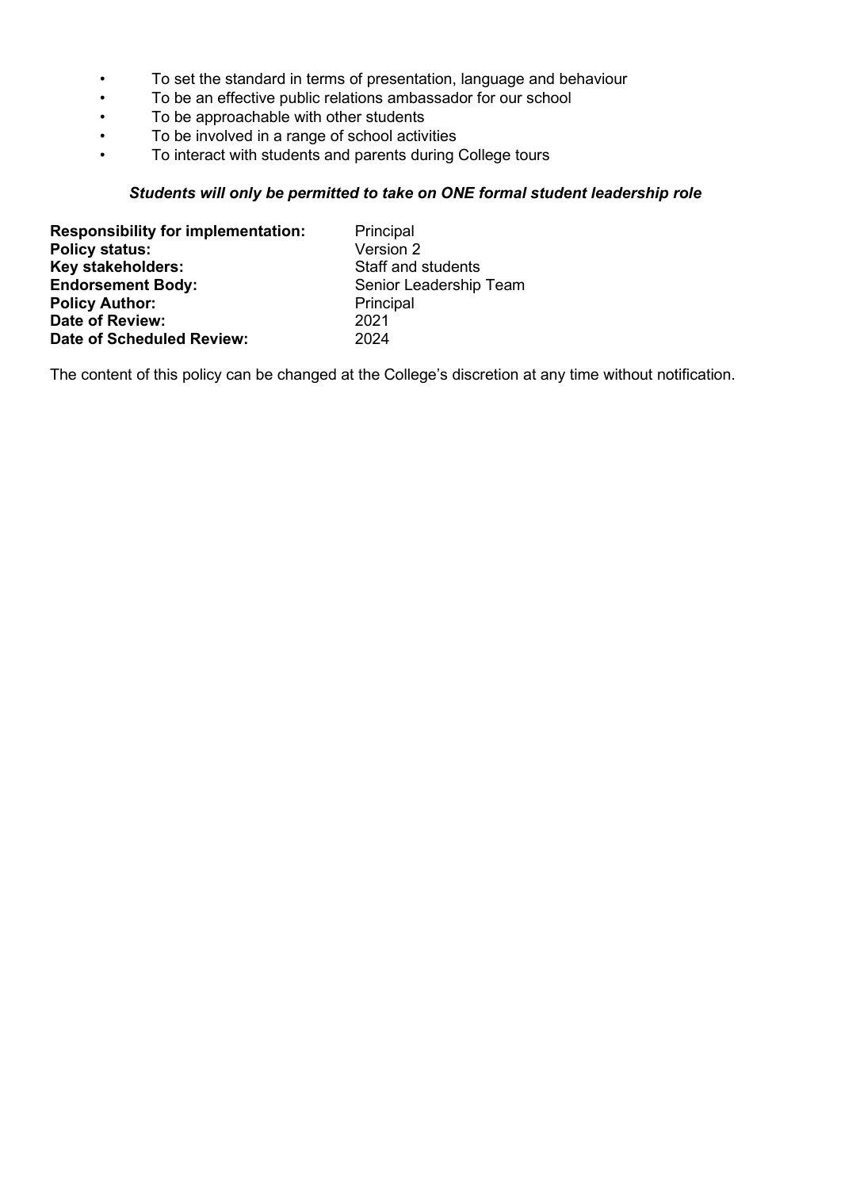- To set the standard in terms of presentation, language and behaviour
- To be an effective public relations ambassador for our school
- To be approachable with other students
- To be involved in a range of school activities
- To interact with students and parents during College tours

***Students will only be permitted to take on ONE formal student leadership role***

| | |
|---|---|
| **Responsibility for implementation:** | Principal |
| **Policy status:** | Version 2 |
| **Key stakeholders:** | Staff and students |
| **Endorsement Body:** | Senior Leadership Team |
| **Policy Author:** | Principal |
| **Date of Review:** | 2021 |
| **Date of Scheduled Review:** | 2024 |

The content of this policy can be changed at the College's discretion at any time without notification.